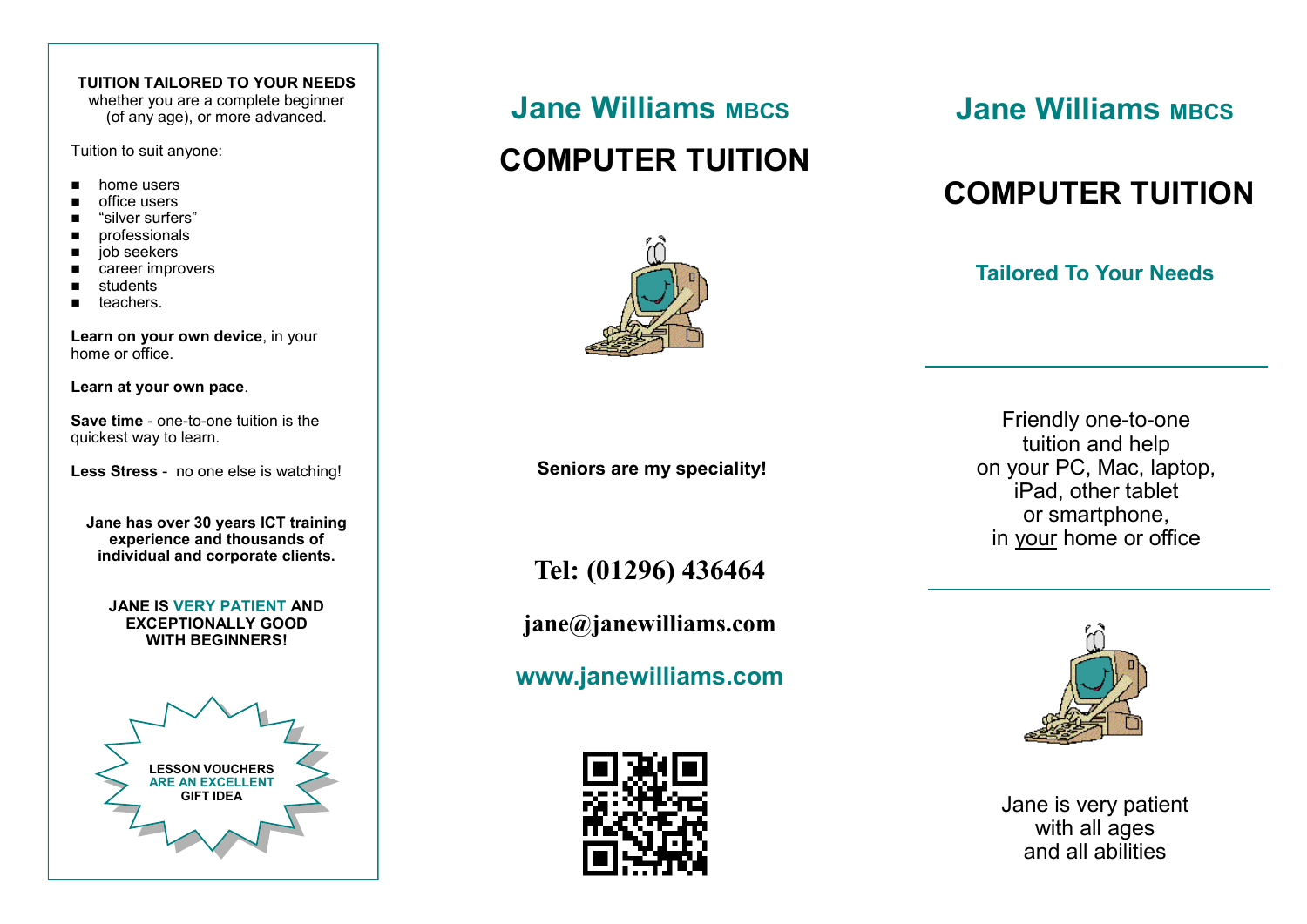**TUITION TAILORED TO YOUR NEEDS**
whether you are a complete beginner (of any age), or more advanced.

Tuition to suit anyone:

- home users
- office users
- "silver surfers"
- professionals
- job seekers
- career improvers
- students
- teachers.

**Learn on your own device**, in your home or office.

**Learn at your own pace**.

**Save time** - one-to-one tuition is the quickest way to learn.

**Less Stress** - no one else is watching!

**Jane has over 30 years ICT training experience and thousands of individual and corporate clients.**

**JANE IS VERY PATIENT AND EXCEPTIONALLY GOOD WITH BEGINNERS!**

**LESSON VOUCHERS ARE AN EXCELLENT GIFT IDEA**

# Jane Williams MBCS

# COMPUTER TUITION

**Seniors are my speciality!**

**Tel: (01296) 436464**

**jane@janewilliams.com**

**www.janewilliams.com**

# Jane Williams MBCS

# COMPUTER TUITION

## Tailored To Your Needs

Friendly one-to-one tuition and help on your PC, Mac, laptop, iPad, other tablet or smartphone, in your home or office

Jane is very patient with all ages and all abilities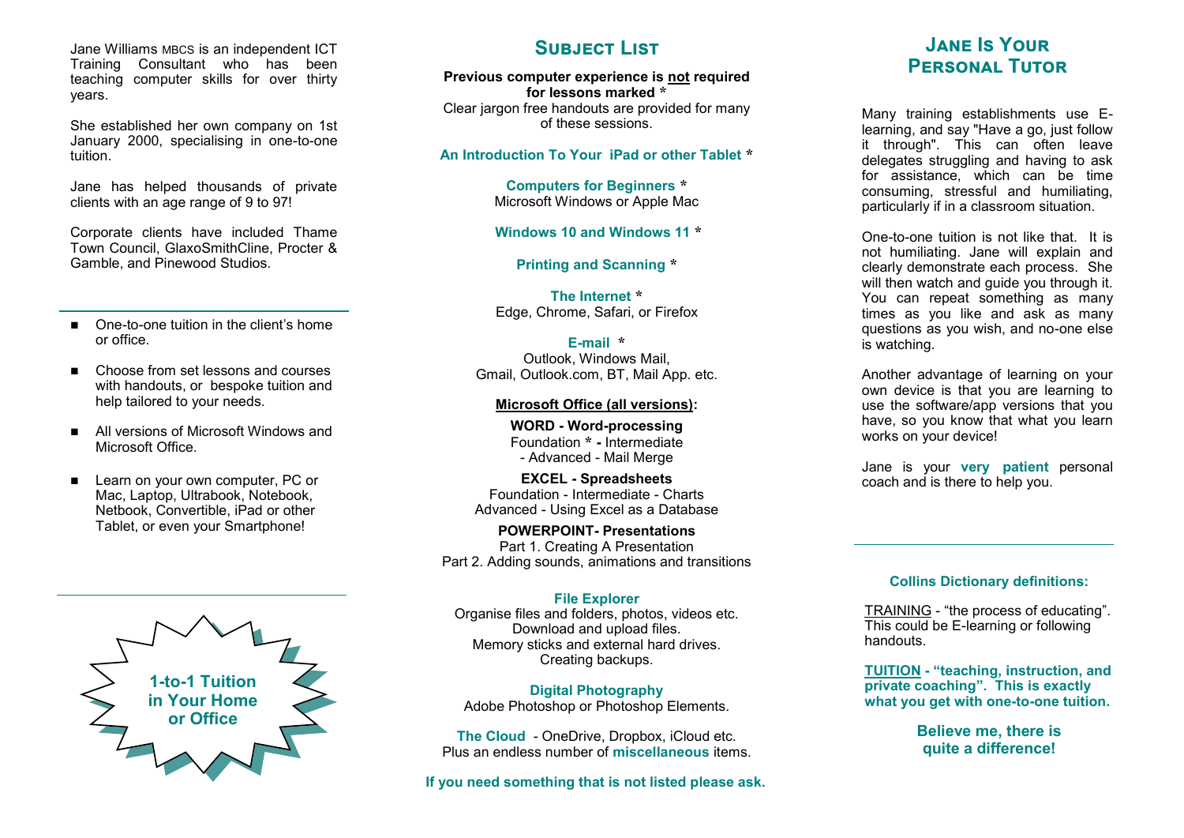Jane Williams MBCS is an independent ICT Training Consultant who has been teaching computer skills for over thirty years.

She established her own company on 1st January 2000, specialising in one-to-one tuition.

Jane has helped thousands of private clients with an age range of 9 to 97!

Corporate clients have included Thame Town Council, GlaxoSmithCline, Procter & Gamble, and Pinewood Studios.

---

- One-to-one tuition in the client's home or office.
- Choose from set lessons and courses with handouts, or bespoke tuition and help tailored to your needs.
- All versions of Microsoft Windows and Microsoft Office.
- Learn on your own computer, PC or Mac, Laptop, Ultrabook, Notebook, Netbook, Convertible, iPad or other Tablet, or even your Smartphone!

---

**1-to-1 Tuition in Your Home or Office**

## Subject List

**Previous computer experience is <u>not</u> required for lessons marked ***
Clear jargon free handouts are provided for many of these sessions.

**An Introduction To Your iPad or other Tablet ***

**Computers for Beginners ***
Microsoft Windows or Apple Mac

**Windows 10 and Windows 11 ***

**Printing and Scanning ***

**The Internet ***
Edge, Chrome, Safari, or Firefox

**E-mail ***
Outlook, Windows Mail,
Gmail, Outlook.com, BT, Mail App. etc.

**<u>Microsoft Office (all versions)</u>:**

**WORD - Word-processing**
Foundation * - Intermediate
- Advanced - Mail Merge

**EXCEL - Spreadsheets**
Foundation - Intermediate - Charts
Advanced - Using Excel as a Database

**POWERPOINT- Presentations**
Part 1. Creating A Presentation
Part 2. Adding sounds, animations and transitions

**File Explorer**
Organise files and folders, photos, videos etc.
Download and upload files.
Memory sticks and external hard drives.
Creating backups.

**Digital Photography**
Adobe Photoshop or Photoshop Elements.

**The Cloud** - OneDrive, Dropbox, iCloud etc.
Plus an endless number of **miscellaneous** items.

**If you need something that is not listed please ask.**

## Jane Is Your Personal Tutor

Many training establishments use E-learning, and say "Have a go, just follow it through". This can often leave delegates struggling and having to ask for assistance, which can be time consuming, stressful and humiliating, particularly if in a classroom situation.

One-to-one tuition is not like that. It is not humiliating. Jane will explain and clearly demonstrate each process. She will then watch and guide you through it. You can repeat something as many times as you like and ask as many questions as you wish, and no-one else is watching.

Another advantage of learning on your own device is that you are learning to use the software/app versions that you have, so you know that what you learn works on your device!

Jane is your **very patient** personal coach and is there to help you.

---

**Collins Dictionary definitions:**

<u>TRAINING</u> - "the process of educating". This could be E-learning or following handouts.

**<u>TUITION</u> - "teaching, instruction, and private coaching". This is exactly what you get with one-to-one tuition.**

**Believe me, there is quite a difference!**